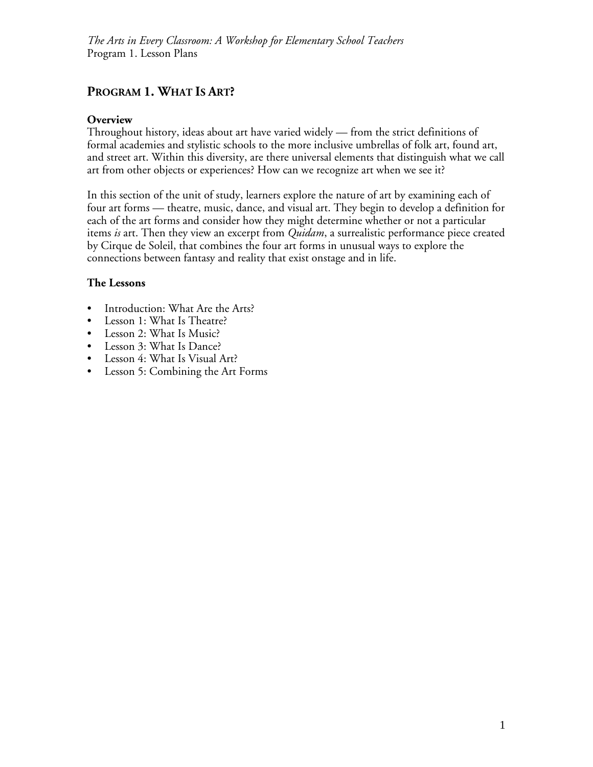# PROGRAM 1. WHAT IS ART?

**Overview**

Throughout history, ideas about art have varied widely — from the strict definitions of formal academies and stylistic schools to the more inclusive umbrellas of folk art, found art, and street art. Within this diversity, are there universal elements that distinguish what we call art from other objects or experiences? How can we recognize art when we see it?

In this section of the unit of study, learners explore the nature of art by examining each of four art forms — theatre, music, dance, and visual art. They begin to develop a definition for each of the art forms and consider how they might determine whether or not a particular items *is* art. Then they view an excerpt from *Quidam*, a surrealistic performance piece created by Cirque de Soleil, that combines the four art forms in unusual ways to explore the connections between fantasy and reality that exist onstage and in life.

**The Lessons**

- Introduction: What Are the Arts?
- Lesson 1: What Is Theatre?
- Lesson 2: What Is Music?
- Lesson 3: What Is Dance?
- Lesson 4: What Is Visual Art?
- Lesson 5: Combining the Art Forms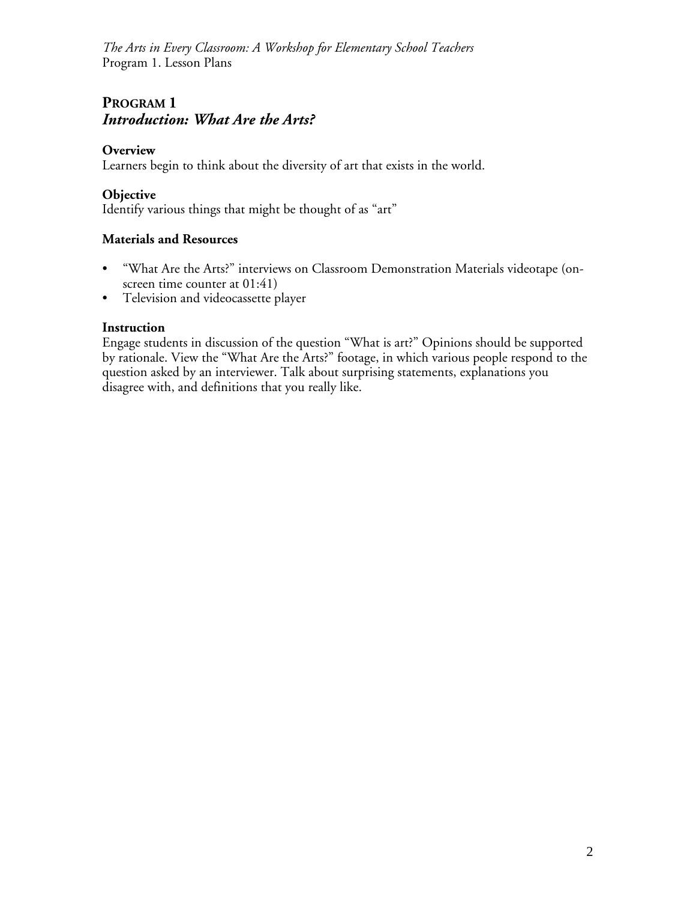## PROGRAM 1
## *Introduction: What Are the Arts?*

**Overview**
Learners begin to think about the diversity of art that exists in the world.

**Objective**
Identify various things that might be thought of as "art"

**Materials and Resources**

- "What Are the Arts?" interviews on Classroom Demonstration Materials videotape (on-screen time counter at 01:41)
- Television and videocassette player

**Instruction**
Engage students in discussion of the question "What is art?" Opinions should be supported by rationale. View the "What Are the Arts?" footage, in which various people respond to the question asked by an interviewer. Talk about surprising statements, explanations you disagree with, and definitions that you really like.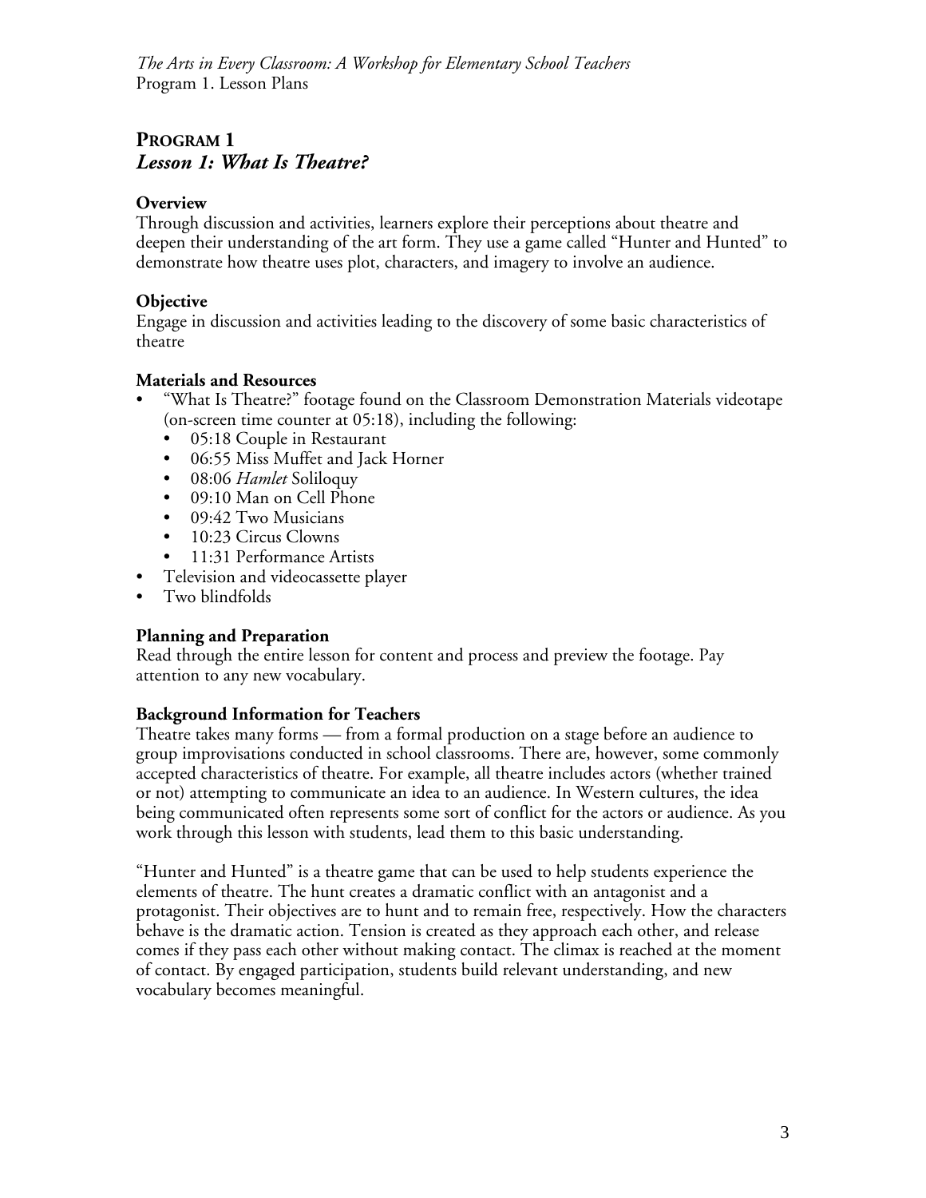## PROGRAM 1
## *Lesson 1: What Is Theatre?*

**Overview**
Through discussion and activities, learners explore their perceptions about theatre and deepen their understanding of the art form. They use a game called "Hunter and Hunted" to demonstrate how theatre uses plot, characters, and imagery to involve an audience.

**Objective**
Engage in discussion and activities leading to the discovery of some basic characteristics of theatre

**Materials and Resources**

- "What Is Theatre?" footage found on the Classroom Demonstration Materials videotape (on-screen time counter at 05:18), including the following:
  - 05:18 Couple in Restaurant
  - 06:55 Miss Muffet and Jack Horner
  - 08:06 *Hamlet* Soliloquy
  - 09:10 Man on Cell Phone
  - 09:42 Two Musicians
  - 10:23 Circus Clowns
  - 11:31 Performance Artists
- Television and videocassette player
- Two blindfolds

**Planning and Preparation**
Read through the entire lesson for content and process and preview the footage. Pay attention to any new vocabulary.

**Background Information for Teachers**
Theatre takes many forms — from a formal production on a stage before an audience to group improvisations conducted in school classrooms. There are, however, some commonly accepted characteristics of theatre. For example, all theatre includes actors (whether trained or not) attempting to communicate an idea to an audience. In Western cultures, the idea being communicated often represents some sort of conflict for the actors or audience. As you work through this lesson with students, lead them to this basic understanding.

"Hunter and Hunted" is a theatre game that can be used to help students experience the elements of theatre. The hunt creates a dramatic conflict with an antagonist and a protagonist. Their objectives are to hunt and to remain free, respectively. How the characters behave is the dramatic action. Tension is created as they approach each other, and release comes if they pass each other without making contact. The climax is reached at the moment of contact. By engaged participation, students build relevant understanding, and new vocabulary becomes meaningful.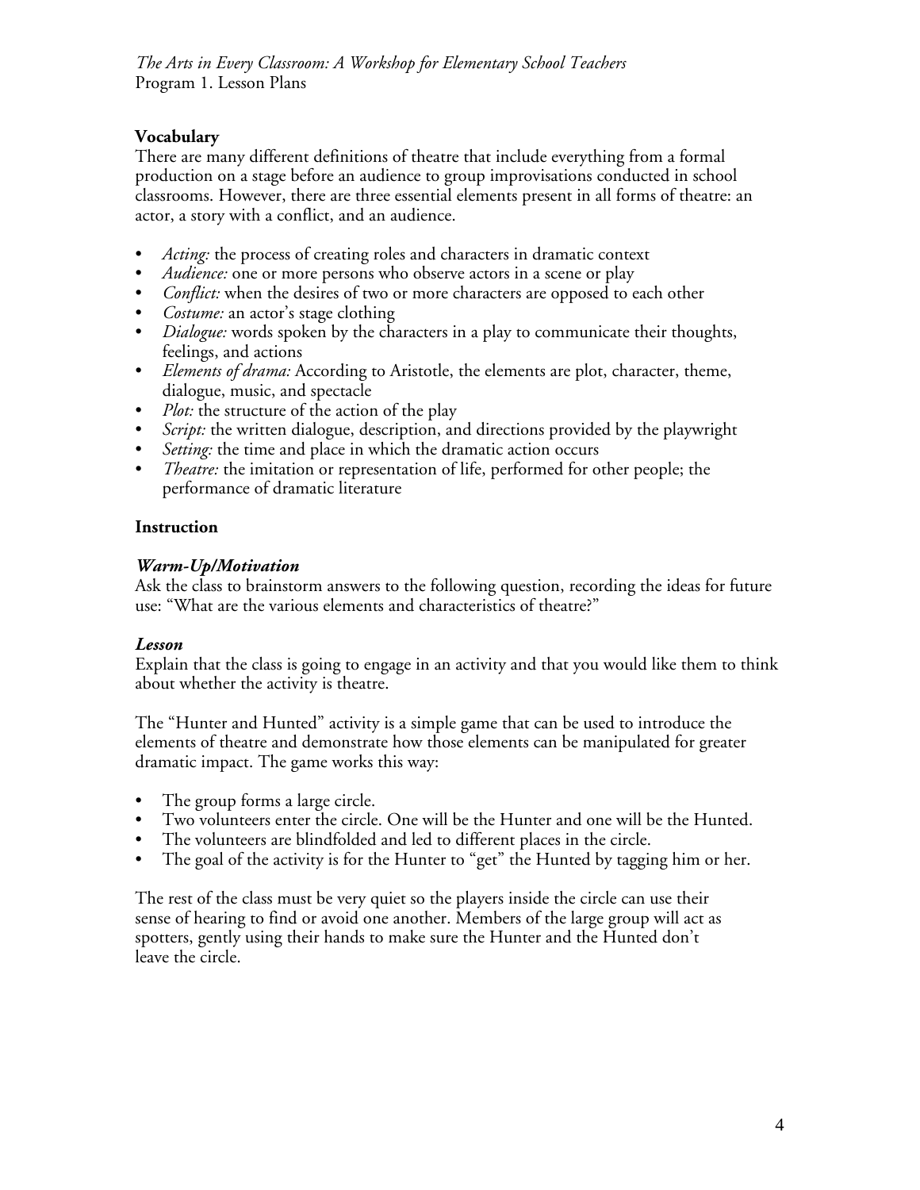### Vocabulary

There are many different definitions of theatre that include everything from a formal production on a stage before an audience to group improvisations conducted in school classrooms. However, there are three essential elements present in all forms of theatre: an actor, a story with a conflict, and an audience.

- *Acting:* the process of creating roles and characters in dramatic context
- *Audience:* one or more persons who observe actors in a scene or play
- *Conflict:* when the desires of two or more characters are opposed to each other
- *Costume:* an actor's stage clothing
- *Dialogue:* words spoken by the characters in a play to communicate their thoughts, feelings, and actions
- *Elements of drama:* According to Aristotle, the elements are plot, character, theme, dialogue, music, and spectacle
- *Plot:* the structure of the action of the play
- *Script:* the written dialogue, description, and directions provided by the playwright
- *Setting:* the time and place in which the dramatic action occurs
- *Theatre:* the imitation or representation of life, performed for other people; the performance of dramatic literature

### Instruction

#### *Warm-Up/Motivation*

Ask the class to brainstorm answers to the following question, recording the ideas for future use: "What are the various elements and characteristics of theatre?"

#### *Lesson*

Explain that the class is going to engage in an activity and that you would like them to think about whether the activity is theatre.

The "Hunter and Hunted" activity is a simple game that can be used to introduce the elements of theatre and demonstrate how those elements can be manipulated for greater dramatic impact. The game works this way:

- The group forms a large circle.
- Two volunteers enter the circle. One will be the Hunter and one will be the Hunted.
- The volunteers are blindfolded and led to different places in the circle.
- The goal of the activity is for the Hunter to "get" the Hunted by tagging him or her.

The rest of the class must be very quiet so the players inside the circle can use their sense of hearing to find or avoid one another. Members of the large group will act as spotters, gently using their hands to make sure the Hunter and the Hunted don't leave the circle.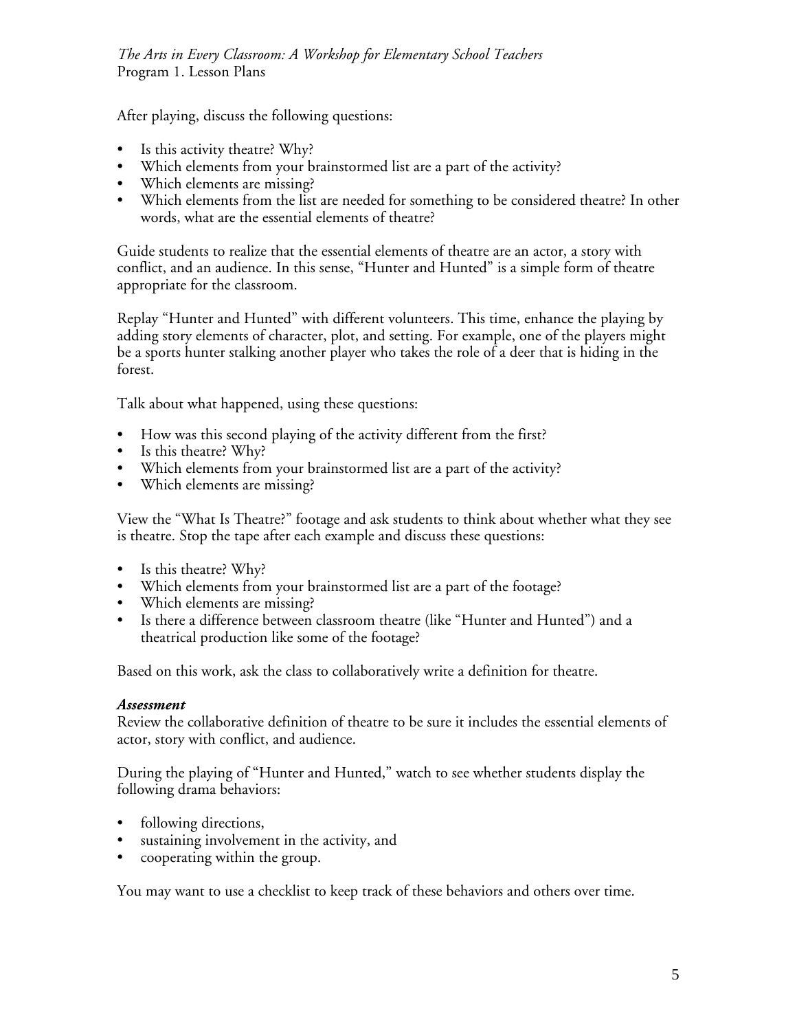After playing, discuss the following questions:

- Is this activity theatre? Why?
- Which elements from your brainstormed list are a part of the activity?
- Which elements are missing?
- Which elements from the list are needed for something to be considered theatre? In other words, what are the essential elements of theatre?

Guide students to realize that the essential elements of theatre are an actor, a story with conflict, and an audience. In this sense, "Hunter and Hunted" is a simple form of theatre appropriate for the classroom.

Replay "Hunter and Hunted" with different volunteers. This time, enhance the playing by adding story elements of character, plot, and setting. For example, one of the players might be a sports hunter stalking another player who takes the role of a deer that is hiding in the forest.

Talk about what happened, using these questions:

- How was this second playing of the activity different from the first?
- Is this theatre? Why?
- Which elements from your brainstormed list are a part of the activity?
- Which elements are missing?

View the "What Is Theatre?" footage and ask students to think about whether what they see is theatre. Stop the tape after each example and discuss these questions:

- Is this theatre? Why?
- Which elements from your brainstormed list are a part of the footage?
- Which elements are missing?
- Is there a difference between classroom theatre (like "Hunter and Hunted") and a theatrical production like some of the footage?

Based on this work, ask the class to collaboratively write a definition for theatre.

***Assessment***

Review the collaborative definition of theatre to be sure it includes the essential elements of actor, story with conflict, and audience.

During the playing of "Hunter and Hunted," watch to see whether students display the following drama behaviors:

- following directions,
- sustaining involvement in the activity, and
- cooperating within the group.

You may want to use a checklist to keep track of these behaviors and others over time.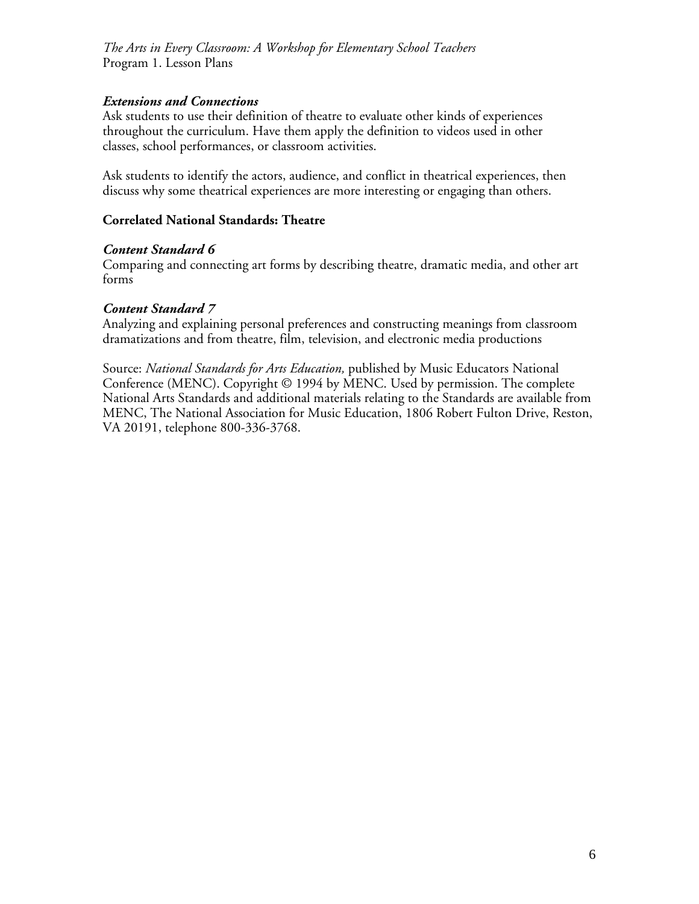***Extensions and Connections***

Ask students to use their definition of theatre to evaluate other kinds of experiences throughout the curriculum. Have them apply the definition to videos used in other classes, school performances, or classroom activities.

Ask students to identify the actors, audience, and conflict in theatrical experiences, then discuss why some theatrical experiences are more interesting or engaging than others.

**Correlated National Standards: Theatre**

***Content Standard 6***

Comparing and connecting art forms by describing theatre, dramatic media, and other art forms

***Content Standard 7***

Analyzing and explaining personal preferences and constructing meanings from classroom dramatizations and from theatre, film, television, and electronic media productions

Source: *National Standards for Arts Education,* published by Music Educators National Conference (MENC). Copyright © 1994 by MENC. Used by permission. The complete National Arts Standards and additional materials relating to the Standards are available from MENC, The National Association for Music Education, 1806 Robert Fulton Drive, Reston, VA 20191, telephone 800-336-3768.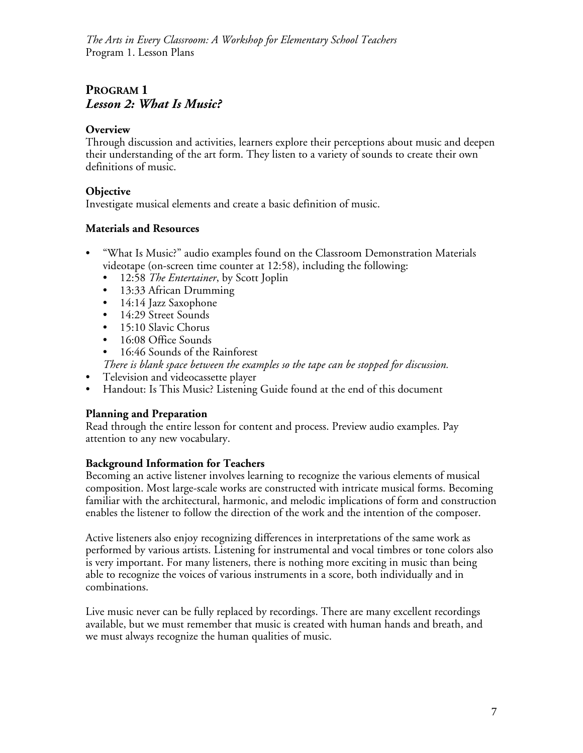## PROGRAM 1

### *Lesson 2: What Is Music?*

**Overview**

Through discussion and activities, learners explore their perceptions about music and deepen their understanding of the art form. They listen to a variety of sounds to create their own definitions of music.

**Objective**

Investigate musical elements and create a basic definition of music.

**Materials and Resources**

- "What Is Music?" audio examples found on the Classroom Demonstration Materials videotape (on-screen time counter at 12:58), including the following:
  - 12:58 *The Entertainer*, by Scott Joplin
  - 13:33 African Drumming
  - 14:14 Jazz Saxophone
  - 14:29 Street Sounds
  - 15:10 Slavic Chorus
  - 16:08 Office Sounds
  - 16:46 Sounds of the Rainforest

  *There is blank space between the examples so the tape can be stopped for discussion.*
- Television and videocassette player
- Handout: Is This Music? Listening Guide found at the end of this document

**Planning and Preparation**

Read through the entire lesson for content and process. Preview audio examples. Pay attention to any new vocabulary.

**Background Information for Teachers**

Becoming an active listener involves learning to recognize the various elements of musical composition. Most large-scale works are constructed with intricate musical forms. Becoming familiar with the architectural, harmonic, and melodic implications of form and construction enables the listener to follow the direction of the work and the intention of the composer.

Active listeners also enjoy recognizing differences in interpretations of the same work as performed by various artists. Listening for instrumental and vocal timbres or tone colors also is very important. For many listeners, there is nothing more exciting in music than being able to recognize the voices of various instruments in a score, both individually and in combinations.

Live music never can be fully replaced by recordings. There are many excellent recordings available, but we must remember that music is created with human hands and breath, and we must always recognize the human qualities of music.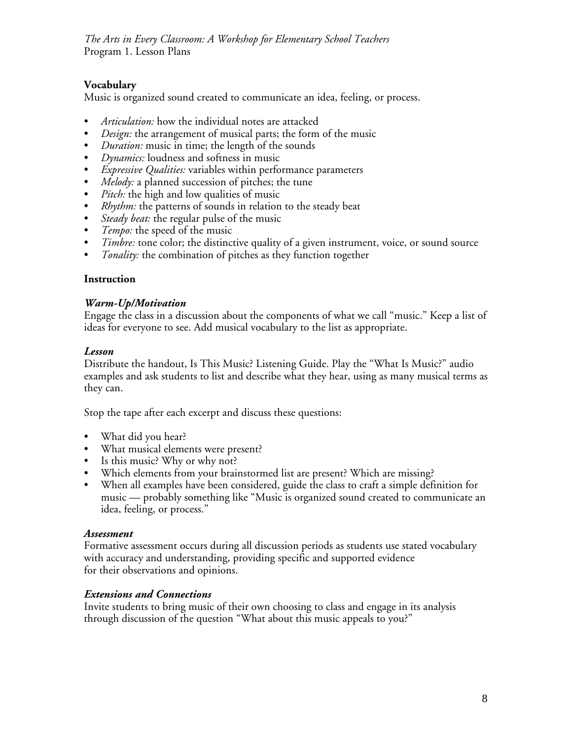### Vocabulary

Music is organized sound created to communicate an idea, feeling, or process.

- *Articulation:* how the individual notes are attacked
- *Design:* the arrangement of musical parts; the form of the music
- *Duration:* music in time; the length of the sounds
- *Dynamics:* loudness and softness in music
- *Expressive Qualities:* variables within performance parameters
- *Melody:* a planned succession of pitches; the tune
- *Pitch:* the high and low qualities of music
- *Rhythm:* the patterns of sounds in relation to the steady beat
- *Steady beat:* the regular pulse of the music
- *Tempo:* the speed of the music
- *Timbre:* tone color; the distinctive quality of a given instrument, voice, or sound source
- *Tonality:* the combination of pitches as they function together

### Instruction

#### *Warm-Up/Motivation*

Engage the class in a discussion about the components of what we call "music." Keep a list of ideas for everyone to see. Add musical vocabulary to the list as appropriate.

#### *Lesson*

Distribute the handout, Is This Music? Listening Guide. Play the "What Is Music?" audio examples and ask students to list and describe what they hear, using as many musical terms as they can.

Stop the tape after each excerpt and discuss these questions:

- What did you hear?
- What musical elements were present?
- Is this music? Why or why not?
- Which elements from your brainstormed list are present? Which are missing?
- When all examples have been considered, guide the class to craft a simple definition for music — probably something like "Music is organized sound created to communicate an idea, feeling, or process."

#### *Assessment*

Formative assessment occurs during all discussion periods as students use stated vocabulary with accuracy and understanding, providing specific and supported evidence for their observations and opinions.

#### *Extensions and Connections*

Invite students to bring music of their own choosing to class and engage in its analysis through discussion of the question "What about this music appeals to you?"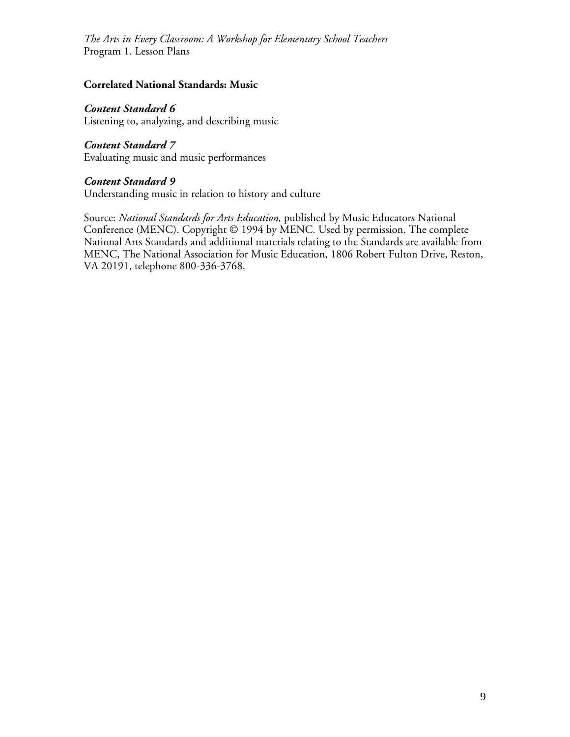**Correlated National Standards: Music**

***Content Standard 6***
Listening to, analyzing, and describing music

***Content Standard 7***
Evaluating music and music performances

***Content Standard 9***
Understanding music in relation to history and culture

Source: *National Standards for Arts Education,* published by Music Educators National Conference (MENC). Copyright © 1994 by MENC. Used by permission. The complete National Arts Standards and additional materials relating to the Standards are available from MENC, The National Association for Music Education, 1806 Robert Fulton Drive, Reston, VA 20191, telephone 800-336-3768.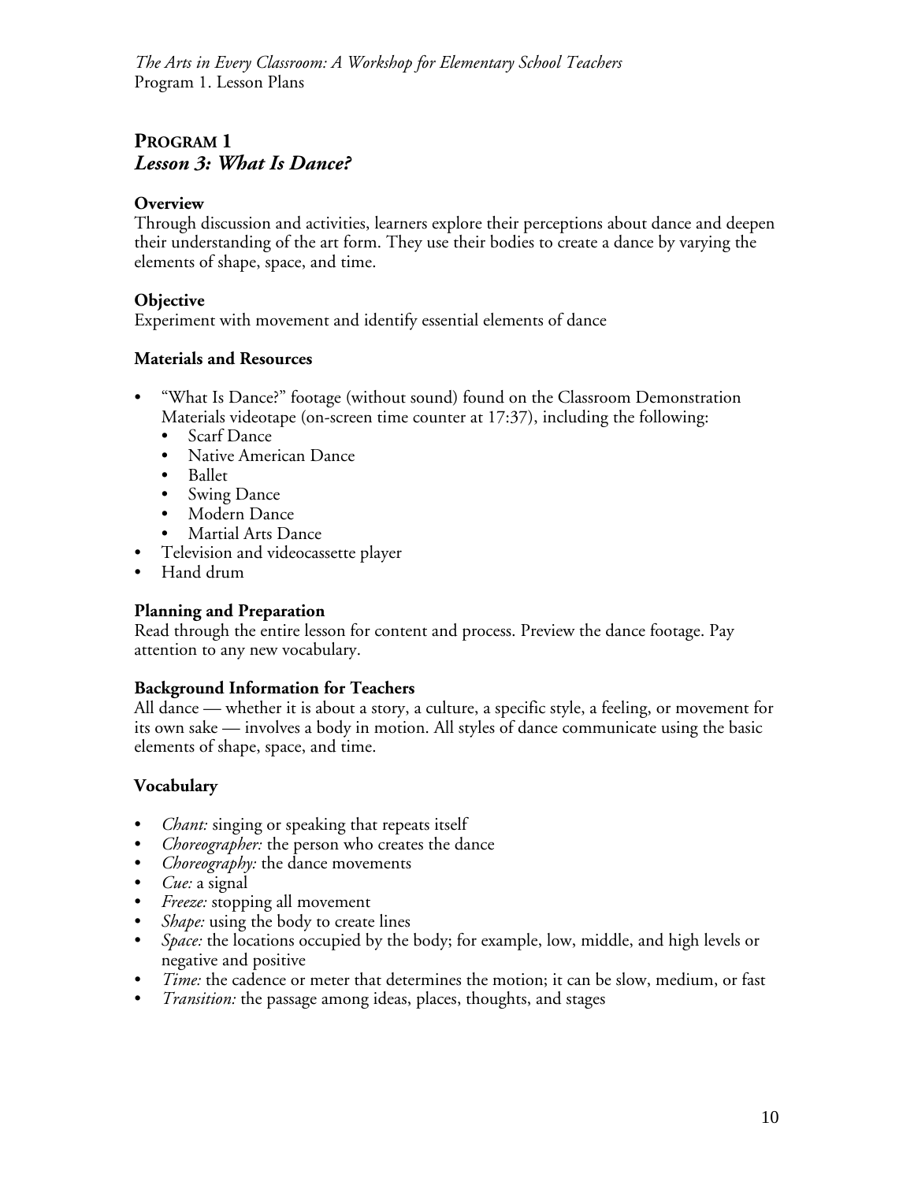## PROGRAM 1
### *Lesson 3: What Is Dance?*

**Overview**
Through discussion and activities, learners explore their perceptions about dance and deepen their understanding of the art form. They use their bodies to create a dance by varying the elements of shape, space, and time.

**Objective**
Experiment with movement and identify essential elements of dance

**Materials and Resources**

- "What Is Dance?" footage (without sound) found on the Classroom Demonstration Materials videotape (on-screen time counter at 17:37), including the following:
  - Scarf Dance
  - Native American Dance
  - Ballet
  - Swing Dance
  - Modern Dance
  - Martial Arts Dance
- Television and videocassette player
- Hand drum

**Planning and Preparation**
Read through the entire lesson for content and process. Preview the dance footage. Pay attention to any new vocabulary.

**Background Information for Teachers**
All dance — whether it is about a story, a culture, a specific style, a feeling, or movement for its own sake — involves a body in motion. All styles of dance communicate using the basic elements of shape, space, and time.

**Vocabulary**

- *Chant:* singing or speaking that repeats itself
- *Choreographer:* the person who creates the dance
- *Choreography:* the dance movements
- *Cue:* a signal
- *Freeze:* stopping all movement
- *Shape:* using the body to create lines
- *Space:* the locations occupied by the body; for example, low, middle, and high levels or negative and positive
- *Time:* the cadence or meter that determines the motion; it can be slow, medium, or fast
- *Transition:* the passage among ideas, places, thoughts, and stages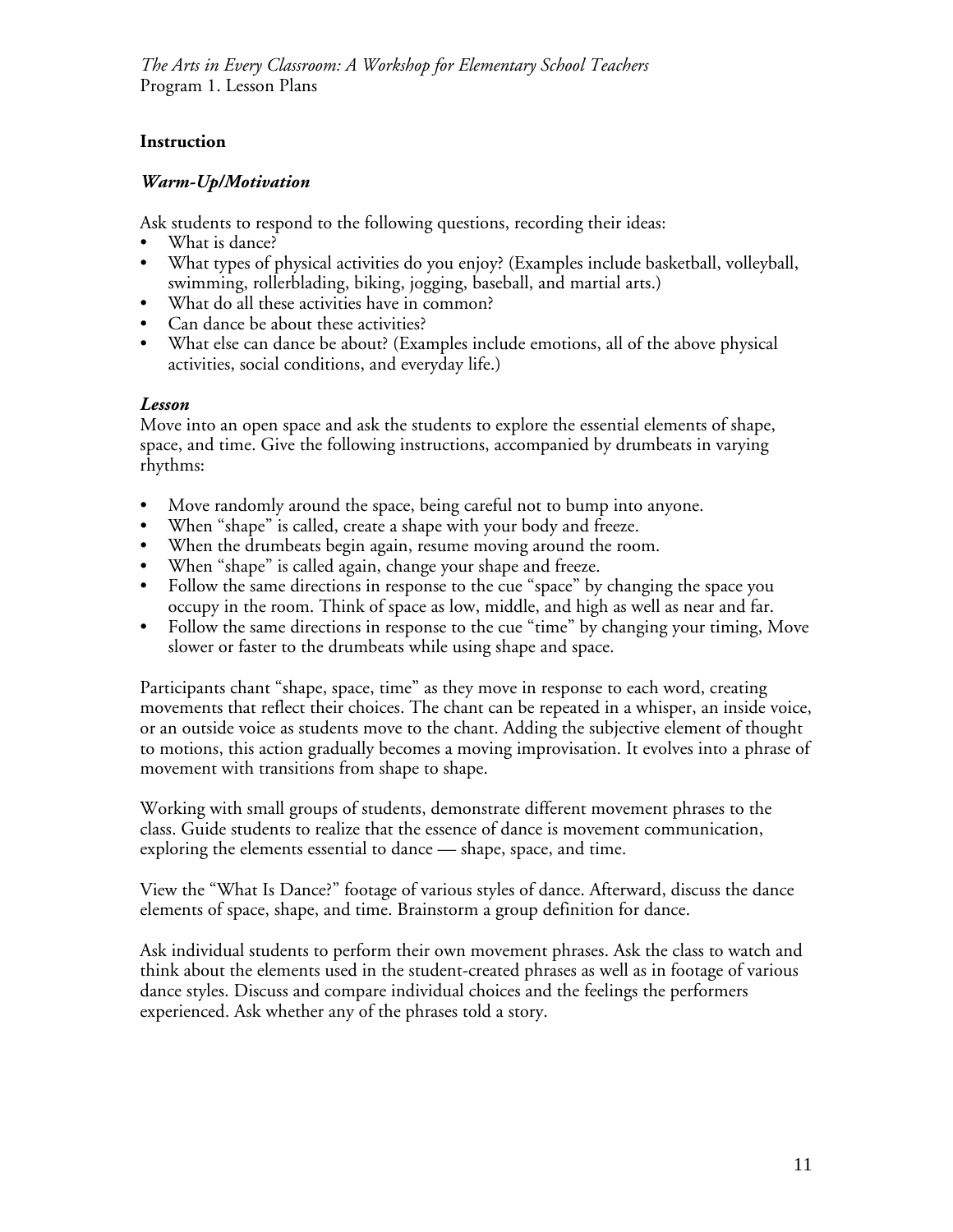## Instruction

### *Warm-Up/Motivation*

Ask students to respond to the following questions, recording their ideas:

- What is dance?
- What types of physical activities do you enjoy? (Examples include basketball, volleyball, swimming, rollerblading, biking, jogging, baseball, and martial arts.)
- What do all these activities have in common?
- Can dance be about these activities?
- What else can dance be about? (Examples include emotions, all of the above physical activities, social conditions, and everyday life.)

### *Lesson*

Move into an open space and ask the students to explore the essential elements of shape, space, and time. Give the following instructions, accompanied by drumbeats in varying rhythms:

- Move randomly around the space, being careful not to bump into anyone.
- When "shape" is called, create a shape with your body and freeze.
- When the drumbeats begin again, resume moving around the room.
- When "shape" is called again, change your shape and freeze.
- Follow the same directions in response to the cue "space" by changing the space you occupy in the room. Think of space as low, middle, and high as well as near and far.
- Follow the same directions in response to the cue "time" by changing your timing, Move slower or faster to the drumbeats while using shape and space.

Participants chant "shape, space, time" as they move in response to each word, creating movements that reflect their choices. The chant can be repeated in a whisper, an inside voice, or an outside voice as students move to the chant. Adding the subjective element of thought to motions, this action gradually becomes a moving improvisation. It evolves into a phrase of movement with transitions from shape to shape.

Working with small groups of students, demonstrate different movement phrases to the class. Guide students to realize that the essence of dance is movement communication, exploring the elements essential to dance — shape, space, and time.

View the "What Is Dance?" footage of various styles of dance. Afterward, discuss the dance elements of space, shape, and time. Brainstorm a group definition for dance.

Ask individual students to perform their own movement phrases. Ask the class to watch and think about the elements used in the student-created phrases as well as in footage of various dance styles. Discuss and compare individual choices and the feelings the performers experienced. Ask whether any of the phrases told a story.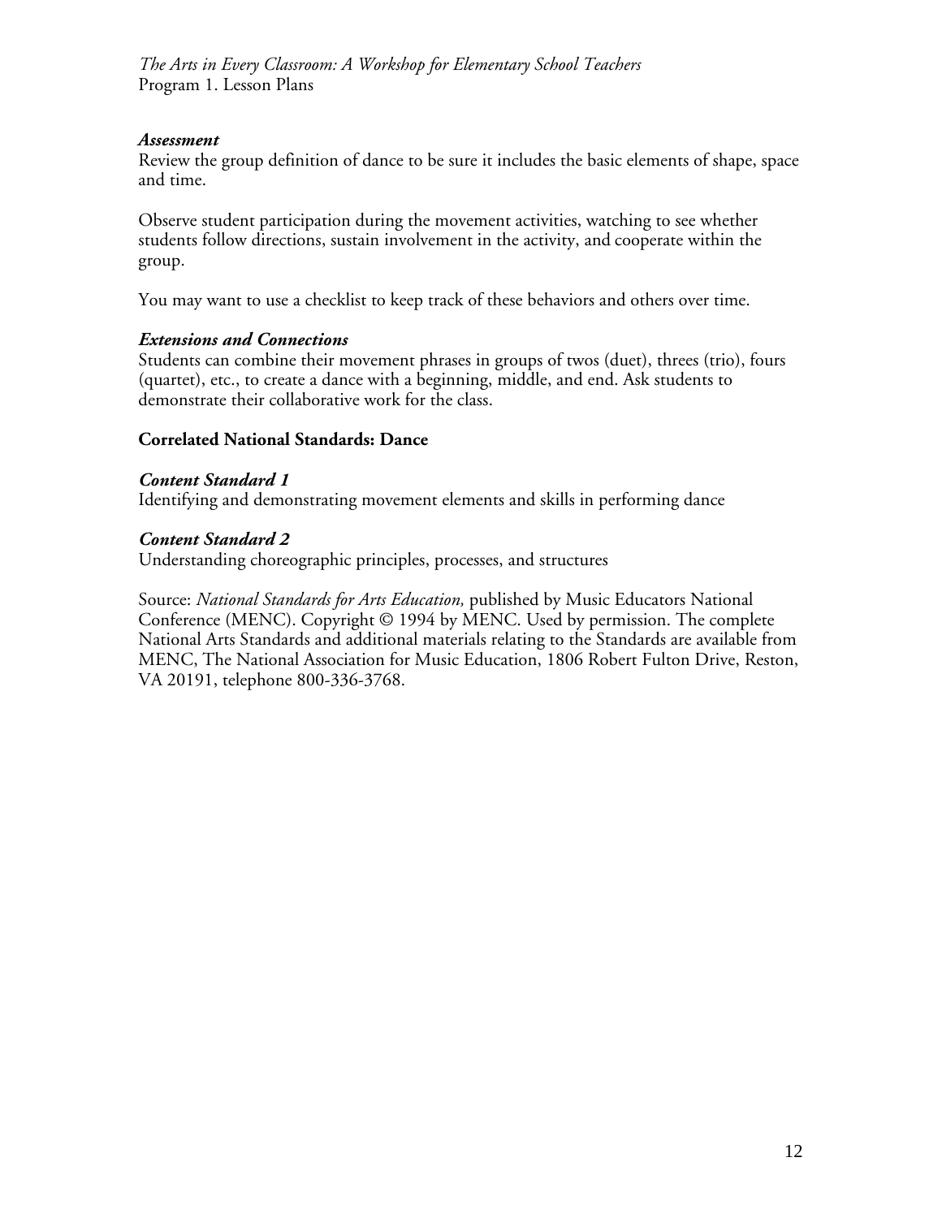### *Assessment*

Review the group definition of dance to be sure it includes the basic elements of shape, space and time.

Observe student participation during the movement activities, watching to see whether students follow directions, sustain involvement in the activity, and cooperate within the group.

You may want to use a checklist to keep track of these behaviors and others over time.

### *Extensions and Connections*

Students can combine their movement phrases in groups of twos (duet), threes (trio), fours (quartet), etc., to create a dance with a beginning, middle, and end. Ask students to demonstrate their collaborative work for the class.

## Correlated National Standards: Dance

### *Content Standard 1*

Identifying and demonstrating movement elements and skills in performing dance

### *Content Standard 2*

Understanding choreographic principles, processes, and structures

Source: *National Standards for Arts Education,* published by Music Educators National Conference (MENC). Copyright © 1994 by MENC. Used by permission. The complete National Arts Standards and additional materials relating to the Standards are available from MENC, The National Association for Music Education, 1806 Robert Fulton Drive, Reston, VA 20191, telephone 800-336-3768.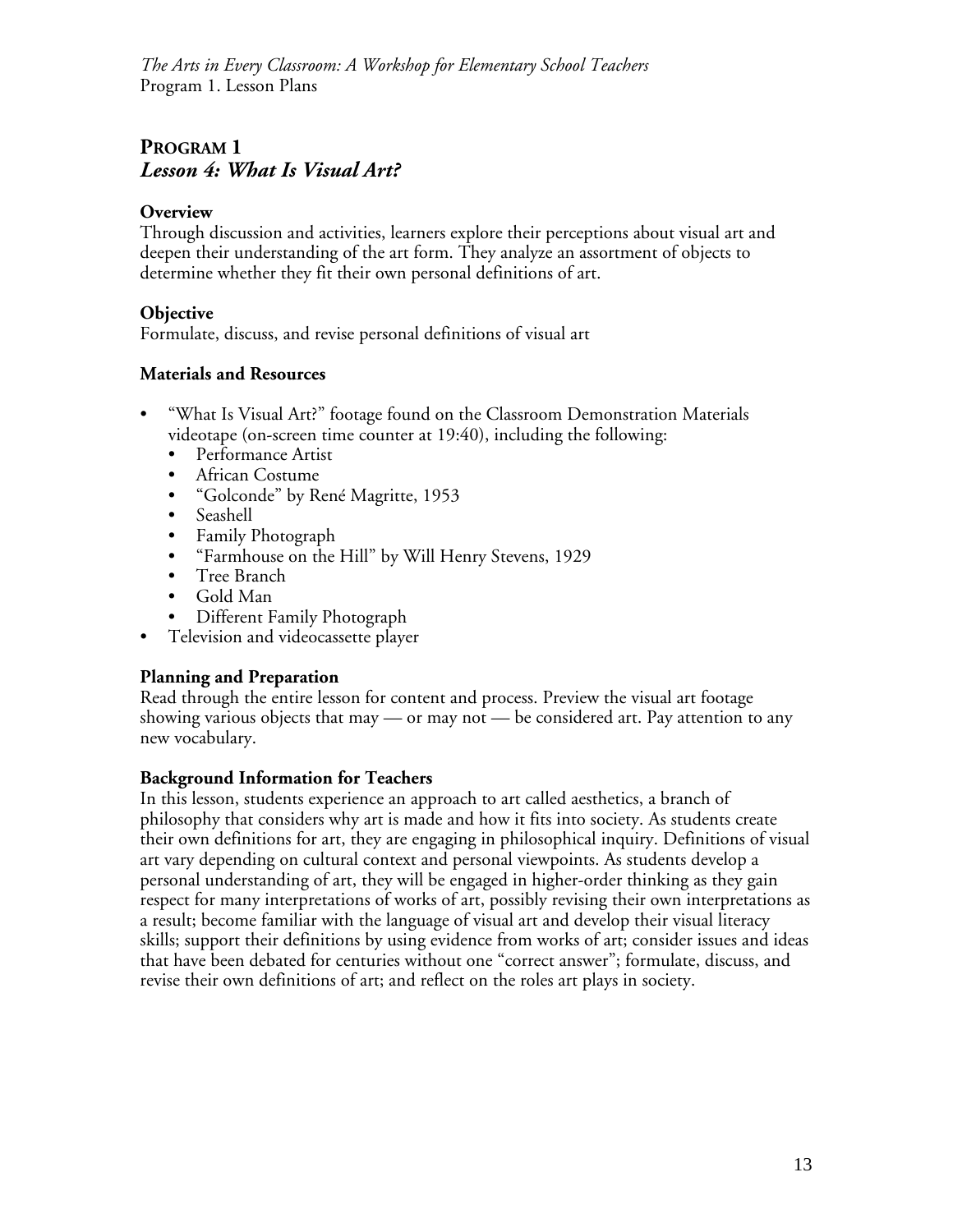# PROGRAM 1
## *Lesson 4: What Is Visual Art?*

**Overview**
Through discussion and activities, learners explore their perceptions about visual art and deepen their understanding of the art form. They analyze an assortment of objects to determine whether they fit their own personal definitions of art.

**Objective**
Formulate, discuss, and revise personal definitions of visual art

**Materials and Resources**

- "What Is Visual Art?" footage found on the Classroom Demonstration Materials videotape (on-screen time counter at 19:40), including the following:
  - Performance Artist
  - African Costume
  - "Golconde" by René Magritte, 1953
  - Seashell
  - Family Photograph
  - "Farmhouse on the Hill" by Will Henry Stevens, 1929
  - Tree Branch
  - Gold Man
  - Different Family Photograph
- Television and videocassette player

**Planning and Preparation**
Read through the entire lesson for content and process. Preview the visual art footage showing various objects that may — or may not — be considered art. Pay attention to any new vocabulary.

**Background Information for Teachers**
In this lesson, students experience an approach to art called aesthetics, a branch of philosophy that considers why art is made and how it fits into society. As students create their own definitions for art, they are engaging in philosophical inquiry. Definitions of visual art vary depending on cultural context and personal viewpoints. As students develop a personal understanding of art, they will be engaged in higher-order thinking as they gain respect for many interpretations of works of art, possibly revising their own interpretations as a result; become familiar with the language of visual art and develop their visual literacy skills; support their definitions by using evidence from works of art; consider issues and ideas that have been debated for centuries without one "correct answer"; formulate, discuss, and revise their own definitions of art; and reflect on the roles art plays in society.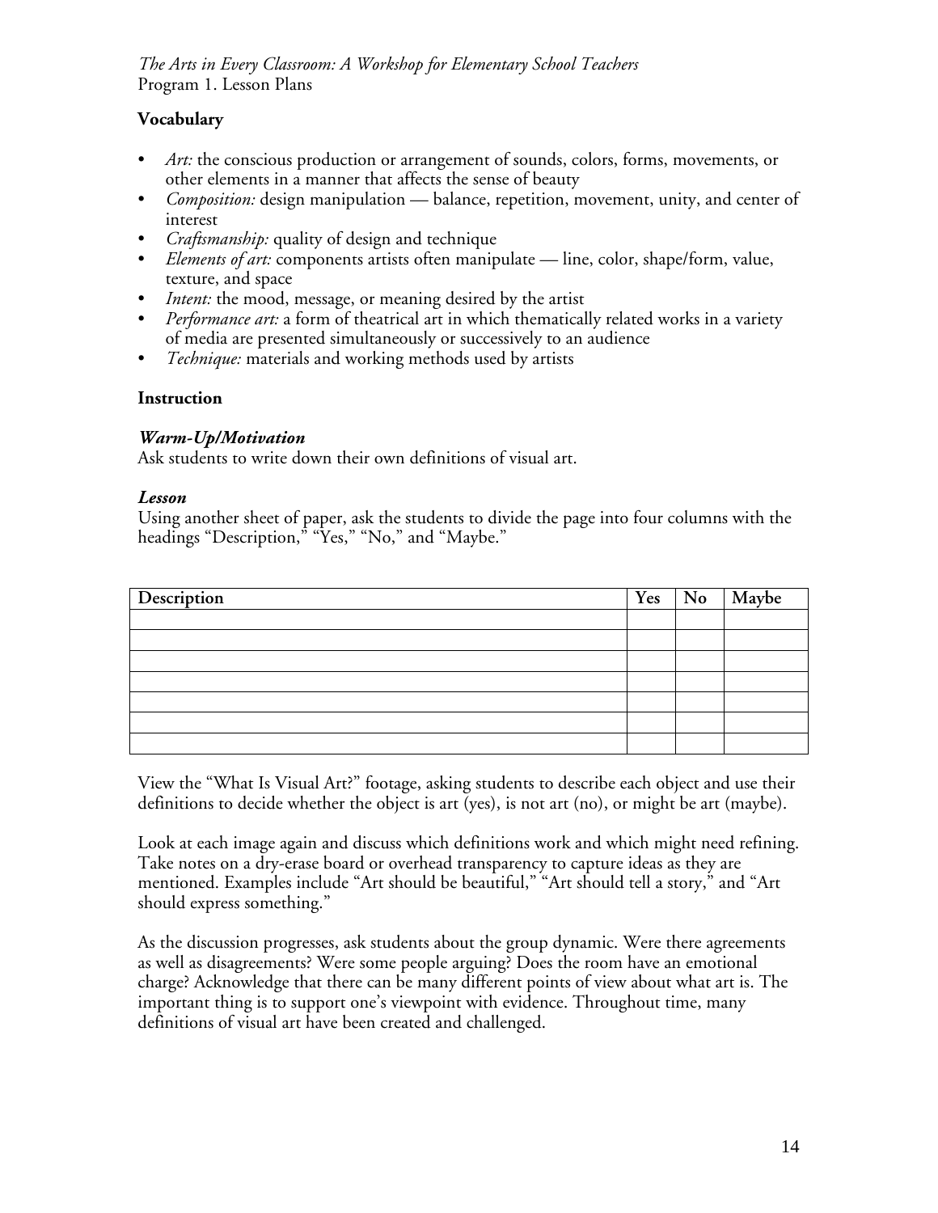**Vocabulary**

- *Art:* the conscious production or arrangement of sounds, colors, forms, movements, or other elements in a manner that affects the sense of beauty
- *Composition:* design manipulation — balance, repetition, movement, unity, and center of interest
- *Craftsmanship:* quality of design and technique
- *Elements of art:* components artists often manipulate — line, color, shape/form, value, texture, and space
- *Intent:* the mood, message, or meaning desired by the artist
- *Performance art:* a form of theatrical art in which thematically related works in a variety of media are presented simultaneously or successively to an audience
- *Technique:* materials and working methods used by artists

**Instruction**

***Warm-Up/Motivation***

Ask students to write down their own definitions of visual art.

***Lesson***

Using another sheet of paper, ask the students to divide the page into four columns with the headings "Description," "Yes," "No," and "Maybe."

| Description | Yes | No | Maybe |
|---|---|---|---|
| | | | |
| | | | |
| | | | |
| | | | |
| | | | |
| | | | |
| | | | |

View the "What Is Visual Art?" footage, asking students to describe each object and use their definitions to decide whether the object is art (yes), is not art (no), or might be art (maybe).

Look at each image again and discuss which definitions work and which might need refining. Take notes on a dry-erase board or overhead transparency to capture ideas as they are mentioned. Examples include "Art should be beautiful," "Art should tell a story," and "Art should express something."

As the discussion progresses, ask students about the group dynamic. Were there agreements as well as disagreements? Were some people arguing? Does the room have an emotional charge? Acknowledge that there can be many different points of view about what art is. The important thing is to support one's viewpoint with evidence. Throughout time, many definitions of visual art have been created and challenged.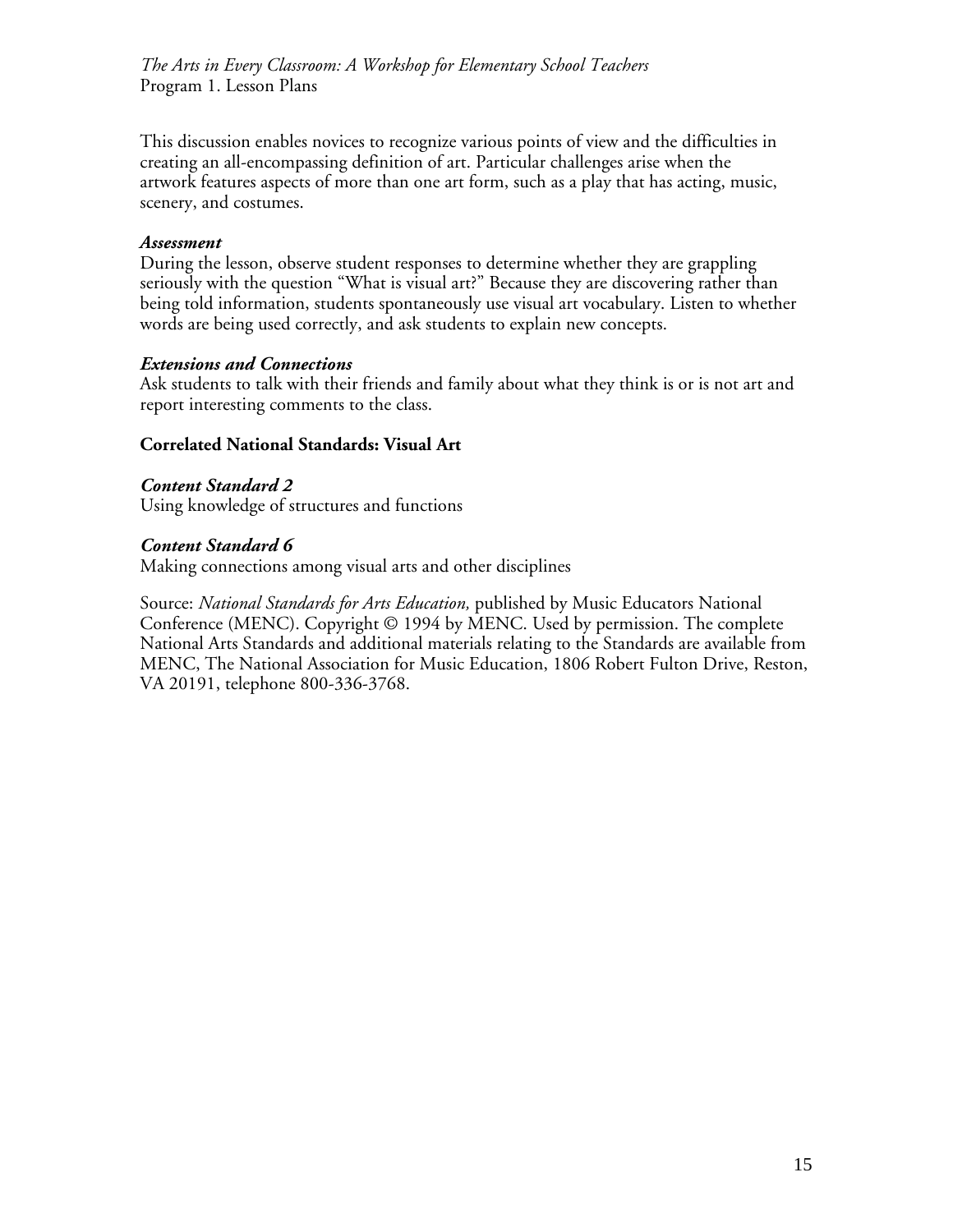This discussion enables novices to recognize various points of view and the difficulties in creating an all-encompassing definition of art. Particular challenges arise when the artwork features aspects of more than one art form, such as a play that has acting, music, scenery, and costumes.

***Assessment***
During the lesson, observe student responses to determine whether they are grappling seriously with the question "What is visual art?" Because they are discovering rather than being told information, students spontaneously use visual art vocabulary. Listen to whether words are being used correctly, and ask students to explain new concepts.

***Extensions and Connections***
Ask students to talk with their friends and family about what they think is or is not art and report interesting comments to the class.

**Correlated National Standards: Visual Art**

***Content Standard 2***
Using knowledge of structures and functions

***Content Standard 6***
Making connections among visual arts and other disciplines

Source: *National Standards for Arts Education,* published by Music Educators National Conference (MENC). Copyright © 1994 by MENC. Used by permission. The complete National Arts Standards and additional materials relating to the Standards are available from MENC, The National Association for Music Education, 1806 Robert Fulton Drive, Reston, VA 20191, telephone 800-336-3768.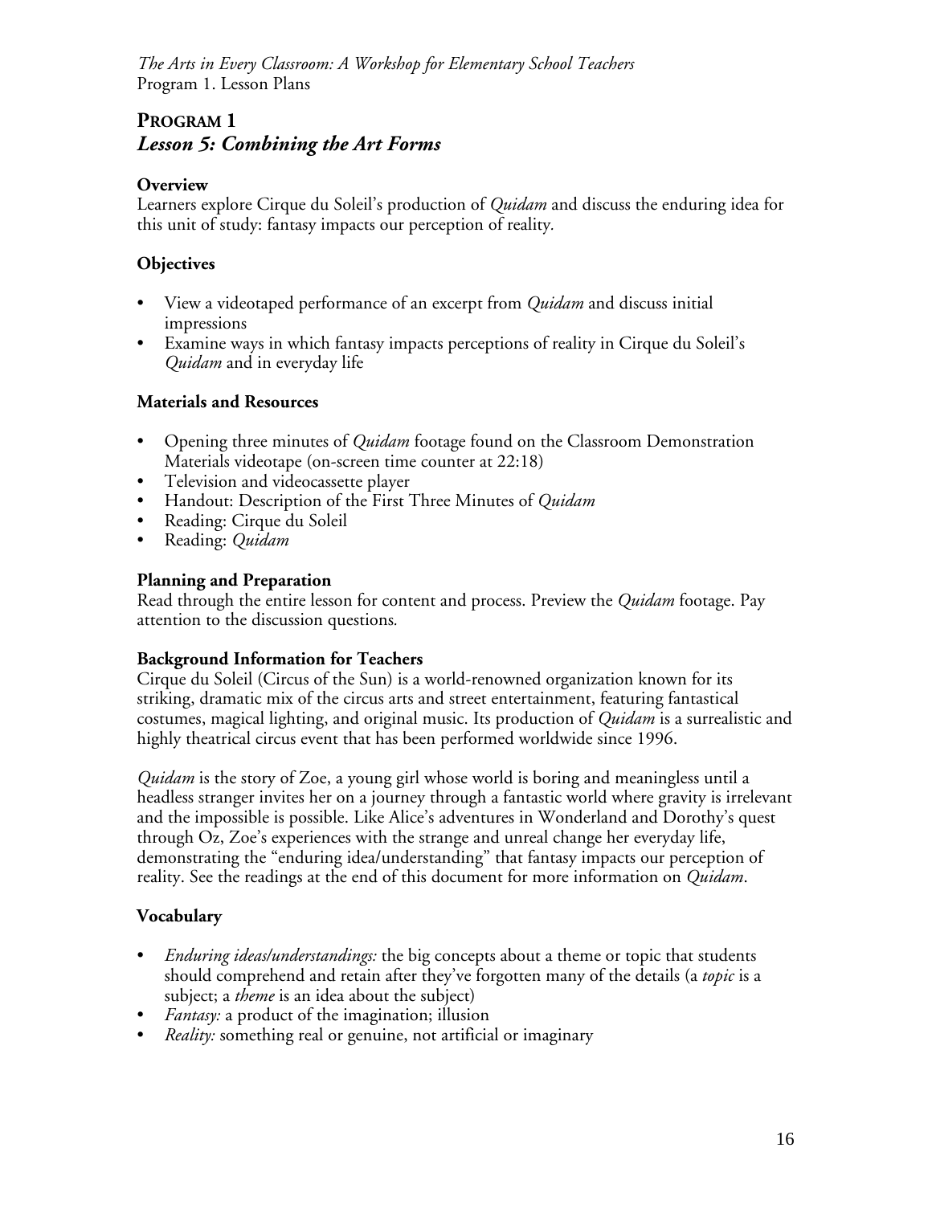## PROGRAM 1
### *Lesson 5: Combining the Art Forms*

**Overview**
Learners explore Cirque du Soleil's production of *Quidam* and discuss the enduring idea for this unit of study: fantasy impacts our perception of reality.

**Objectives**

- View a videotaped performance of an excerpt from *Quidam* and discuss initial impressions
- Examine ways in which fantasy impacts perceptions of reality in Cirque du Soleil's *Quidam* and in everyday life

**Materials and Resources**

- Opening three minutes of *Quidam* footage found on the Classroom Demonstration Materials videotape (on-screen time counter at 22:18)
- Television and videocassette player
- Handout: Description of the First Three Minutes of *Quidam*
- Reading: Cirque du Soleil
- Reading: *Quidam*

**Planning and Preparation**
Read through the entire lesson for content and process. Preview the *Quidam* footage. Pay attention to the discussion questions.

**Background Information for Teachers**
Cirque du Soleil (Circus of the Sun) is a world-renowned organization known for its striking, dramatic mix of the circus arts and street entertainment, featuring fantastical costumes, magical lighting, and original music. Its production of *Quidam* is a surrealistic and highly theatrical circus event that has been performed worldwide since 1996.

*Quidam* is the story of Zoe, a young girl whose world is boring and meaningless until a headless stranger invites her on a journey through a fantastic world where gravity is irrelevant and the impossible is possible. Like Alice's adventures in Wonderland and Dorothy's quest through Oz, Zoe's experiences with the strange and unreal change her everyday life, demonstrating the "enduring idea/understanding" that fantasy impacts our perception of reality. See the readings at the end of this document for more information on *Quidam*.

**Vocabulary**

- *Enduring ideas/understandings:* the big concepts about a theme or topic that students should comprehend and retain after they've forgotten many of the details (a *topic* is a subject; a *theme* is an idea about the subject)
- *Fantasy:* a product of the imagination; illusion
- *Reality:* something real or genuine, not artificial or imaginary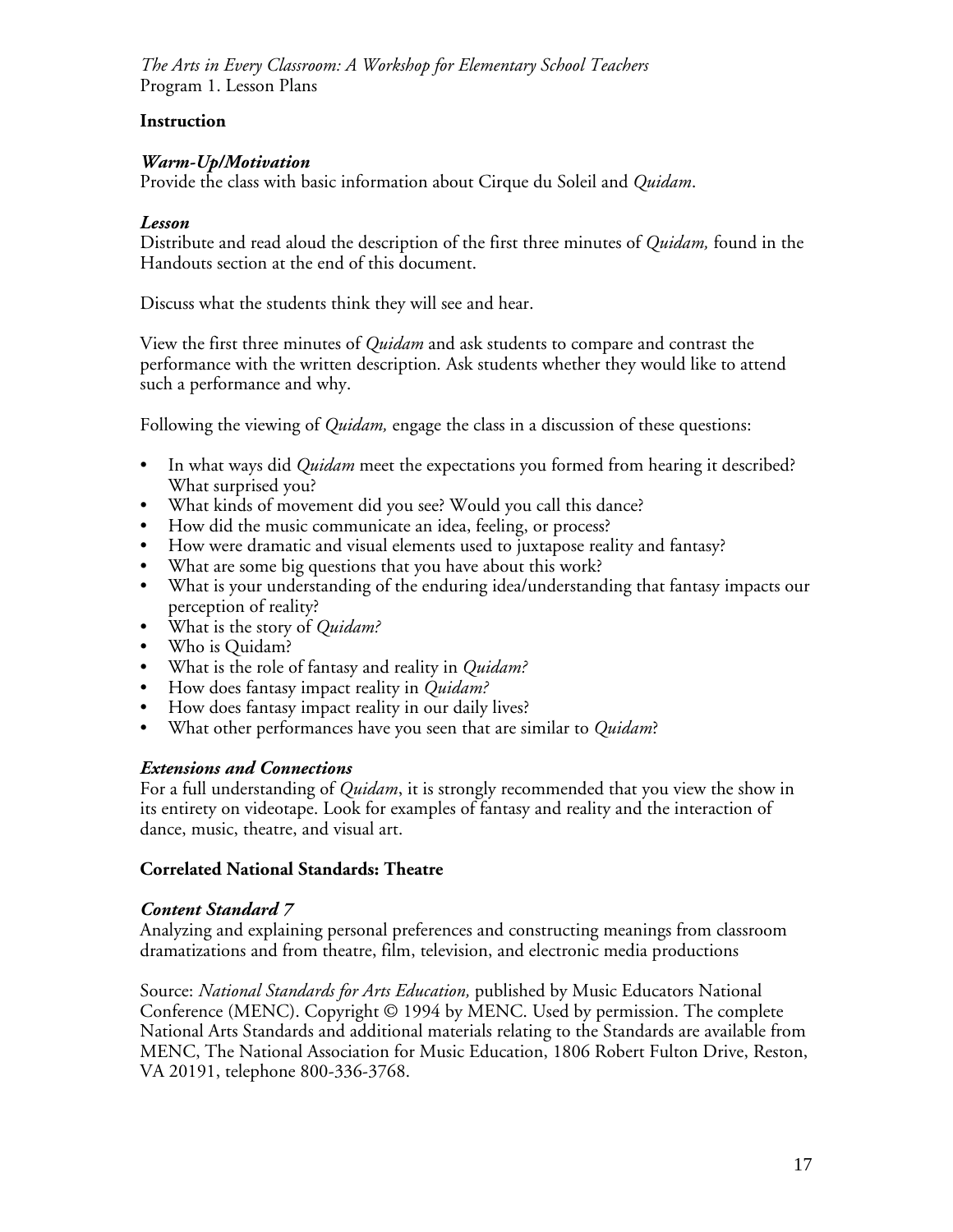## Instruction

### *Warm-Up/Motivation*

Provide the class with basic information about Cirque du Soleil and *Quidam*.

### *Lesson*

Distribute and read aloud the description of the first three minutes of *Quidam,* found in the Handouts section at the end of this document.

Discuss what the students think they will see and hear.

View the first three minutes of *Quidam* and ask students to compare and contrast the performance with the written description. Ask students whether they would like to attend such a performance and why.

Following the viewing of *Quidam,* engage the class in a discussion of these questions:

- In what ways did *Quidam* meet the expectations you formed from hearing it described? What surprised you?
- What kinds of movement did you see? Would you call this dance?
- How did the music communicate an idea, feeling, or process?
- How were dramatic and visual elements used to juxtapose reality and fantasy?
- What are some big questions that you have about this work?
- What is your understanding of the enduring idea/understanding that fantasy impacts our perception of reality?
- What is the story of *Quidam?*
- Who is Quidam?
- What is the role of fantasy and reality in *Quidam?*
- How does fantasy impact reality in *Quidam?*
- How does fantasy impact reality in our daily lives?
- What other performances have you seen that are similar to *Quidam*?

### *Extensions and Connections*

For a full understanding of *Quidam*, it is strongly recommended that you view the show in its entirety on videotape. Look for examples of fantasy and reality and the interaction of dance, music, theatre, and visual art.

## Correlated National Standards: Theatre

### *Content Standard 7*

Analyzing and explaining personal preferences and constructing meanings from classroom dramatizations and from theatre, film, television, and electronic media productions

Source: *National Standards for Arts Education,* published by Music Educators National Conference (MENC). Copyright © 1994 by MENC. Used by permission. The complete National Arts Standards and additional materials relating to the Standards are available from MENC, The National Association for Music Education, 1806 Robert Fulton Drive, Reston, VA 20191, telephone 800-336-3768.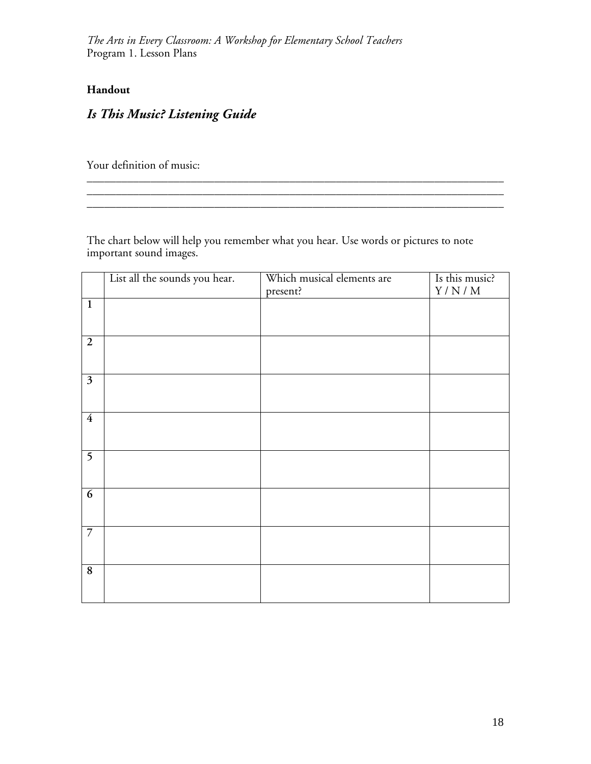**Handout**

## *Is This Music? Listening Guide*

Your definition of music:

\_\_\_\_\_\_\_\_\_\_\_\_\_\_\_\_\_\_\_\_\_\_\_\_\_\_\_\_\_\_\_\_\_\_\_\_\_\_\_\_\_\_\_\_\_\_\_\_\_\_\_\_\_\_\_\_\_\_\_\_\_\_\_\_\_\_\_\_\_\_\_\_
\_\_\_\_\_\_\_\_\_\_\_\_\_\_\_\_\_\_\_\_\_\_\_\_\_\_\_\_\_\_\_\_\_\_\_\_\_\_\_\_\_\_\_\_\_\_\_\_\_\_\_\_\_\_\_\_\_\_\_\_\_\_\_\_\_\_\_\_\_\_\_\_
\_\_\_\_\_\_\_\_\_\_\_\_\_\_\_\_\_\_\_\_\_\_\_\_\_\_\_\_\_\_\_\_\_\_\_\_\_\_\_\_\_\_\_\_\_\_\_\_\_\_\_\_\_\_\_\_\_\_\_\_\_\_\_\_\_\_\_\_\_\_\_\_

The chart below will help you remember what you hear. Use words or pictures to note important sound images.

| | List all the sounds you hear. | Which musical elements are present? | Is this music? Y / N / M |
|---|---|---|---|
| 1 | | | |
| 2 | | | |
| 3 | | | |
| 4 | | | |
| 5 | | | |
| 6 | | | |
| 7 | | | |
| 8 | | | |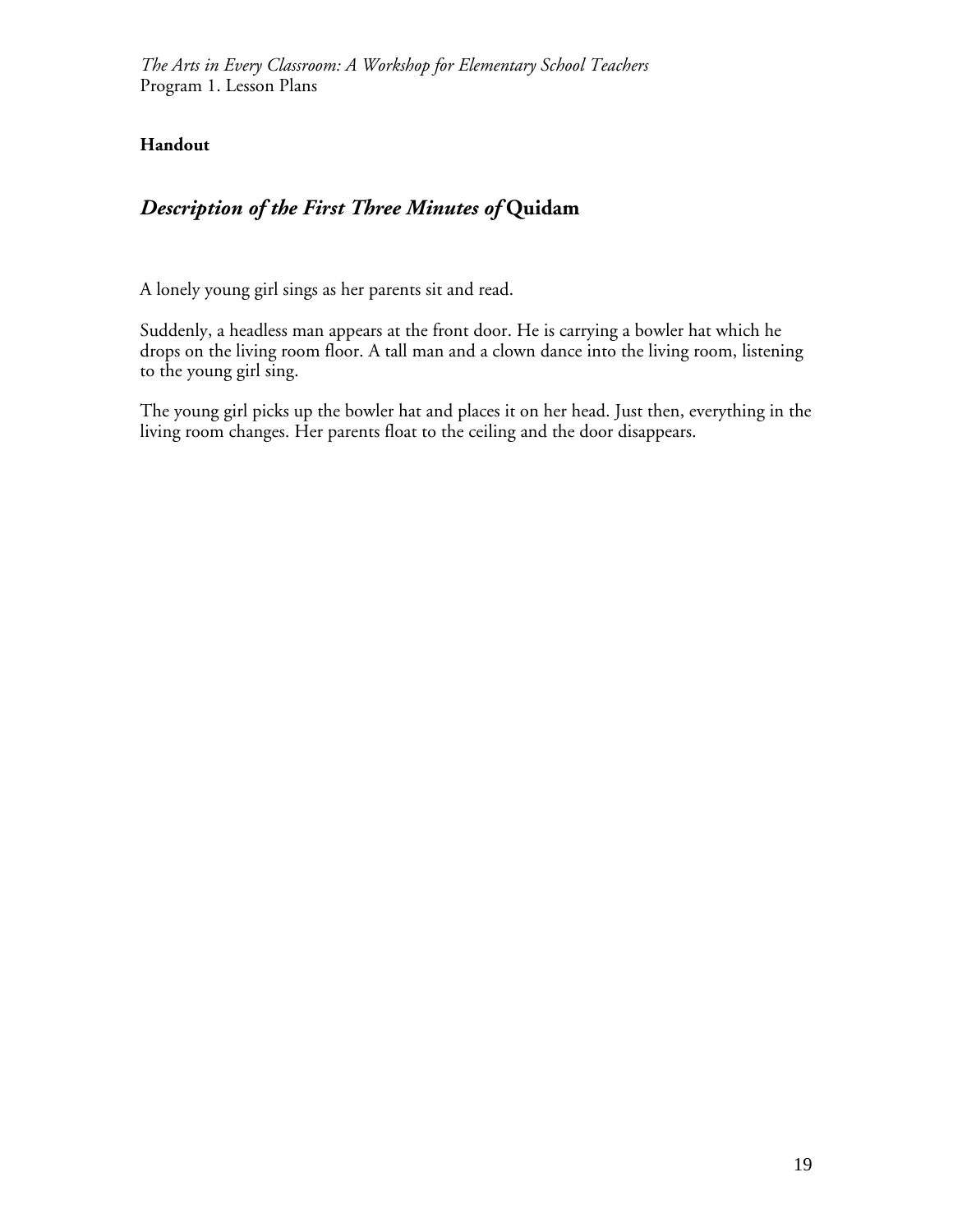**Handout**

## *Description of the First Three Minutes of* **Quidam**

A lonely young girl sings as her parents sit and read.

Suddenly, a headless man appears at the front door. He is carrying a bowler hat which he drops on the living room floor. A tall man and a clown dance into the living room, listening to the young girl sing.

The young girl picks up the bowler hat and places it on her head. Just then, everything in the living room changes. Her parents float to the ceiling and the door disappears.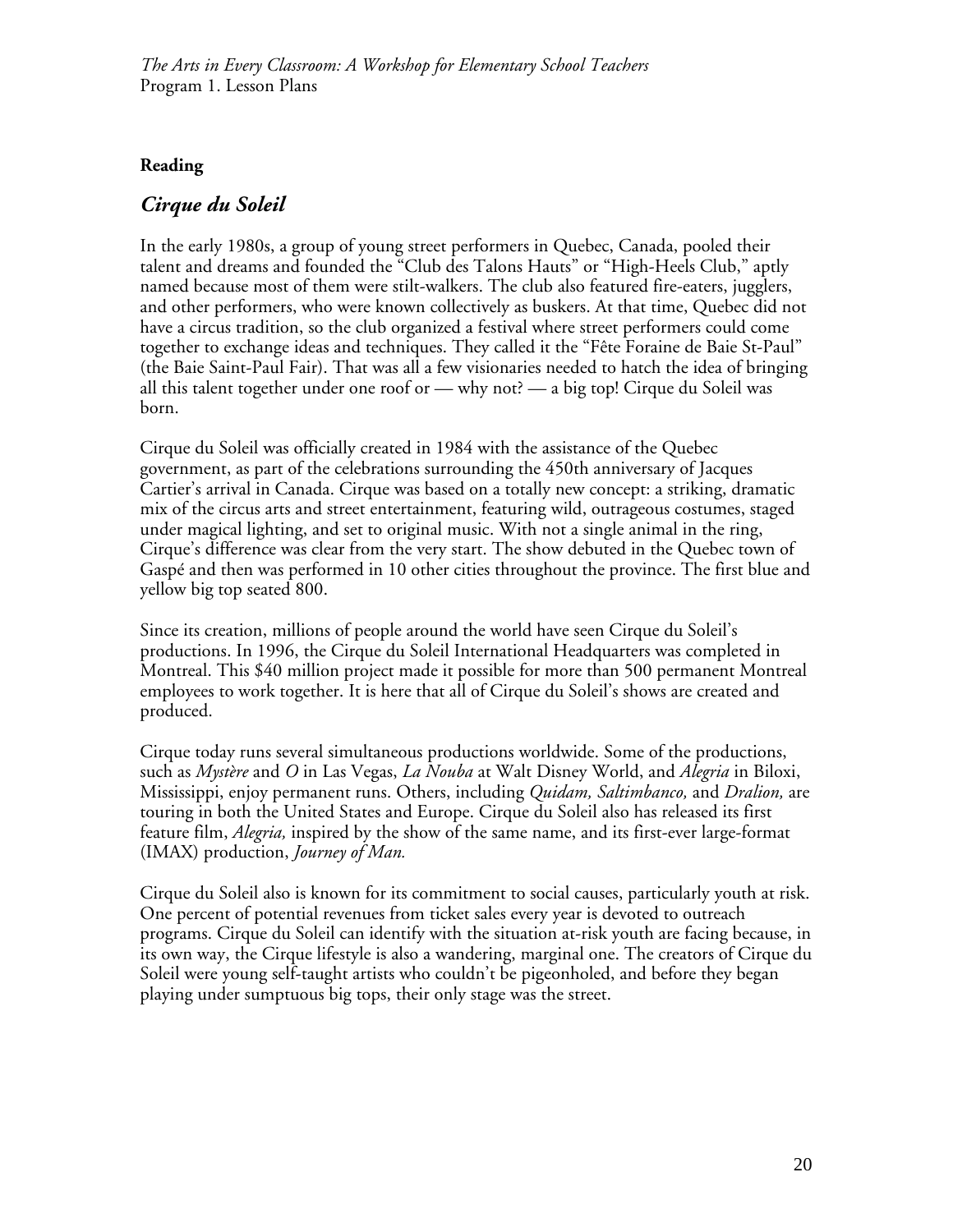**Reading**

## *Cirque du Soleil*

In the early 1980s, a group of young street performers in Quebec, Canada, pooled their talent and dreams and founded the "Club des Talons Hauts" or "High-Heels Club," aptly named because most of them were stilt-walkers. The club also featured fire-eaters, jugglers, and other performers, who were known collectively as buskers. At that time, Quebec did not have a circus tradition, so the club organized a festival where street performers could come together to exchange ideas and techniques. They called it the "Fête Foraine de Baie St-Paul" (the Baie Saint-Paul Fair). That was all a few visionaries needed to hatch the idea of bringing all this talent together under one roof or — why not? — a big top! Cirque du Soleil was born.

Cirque du Soleil was officially created in 1984 with the assistance of the Quebec government, as part of the celebrations surrounding the 450th anniversary of Jacques Cartier's arrival in Canada. Cirque was based on a totally new concept: a striking, dramatic mix of the circus arts and street entertainment, featuring wild, outrageous costumes, staged under magical lighting, and set to original music. With not a single animal in the ring, Cirque's difference was clear from the very start. The show debuted in the Quebec town of Gaspé and then was performed in 10 other cities throughout the province. The first blue and yellow big top seated 800.

Since its creation, millions of people around the world have seen Cirque du Soleil's productions. In 1996, the Cirque du Soleil International Headquarters was completed in Montreal. This $40 million project made it possible for more than 500 permanent Montreal employees to work together. It is here that all of Cirque du Soleil's shows are created and produced.

Cirque today runs several simultaneous productions worldwide. Some of the productions, such as *Mystère* and *O* in Las Vegas, *La Nouba* at Walt Disney World, and *Alegria* in Biloxi, Mississippi, enjoy permanent runs. Others, including *Quidam, Saltimbanco,* and *Dralion,* are touring in both the United States and Europe. Cirque du Soleil also has released its first feature film, *Alegria,* inspired by the show of the same name, and its first-ever large-format (IMAX) production, *Journey of Man.*

Cirque du Soleil also is known for its commitment to social causes, particularly youth at risk. One percent of potential revenues from ticket sales every year is devoted to outreach programs. Cirque du Soleil can identify with the situation at-risk youth are facing because, in its own way, the Cirque lifestyle is also a wandering, marginal one. The creators of Cirque du Soleil were young self-taught artists who couldn't be pigeonholed, and before they began playing under sumptuous big tops, their only stage was the street.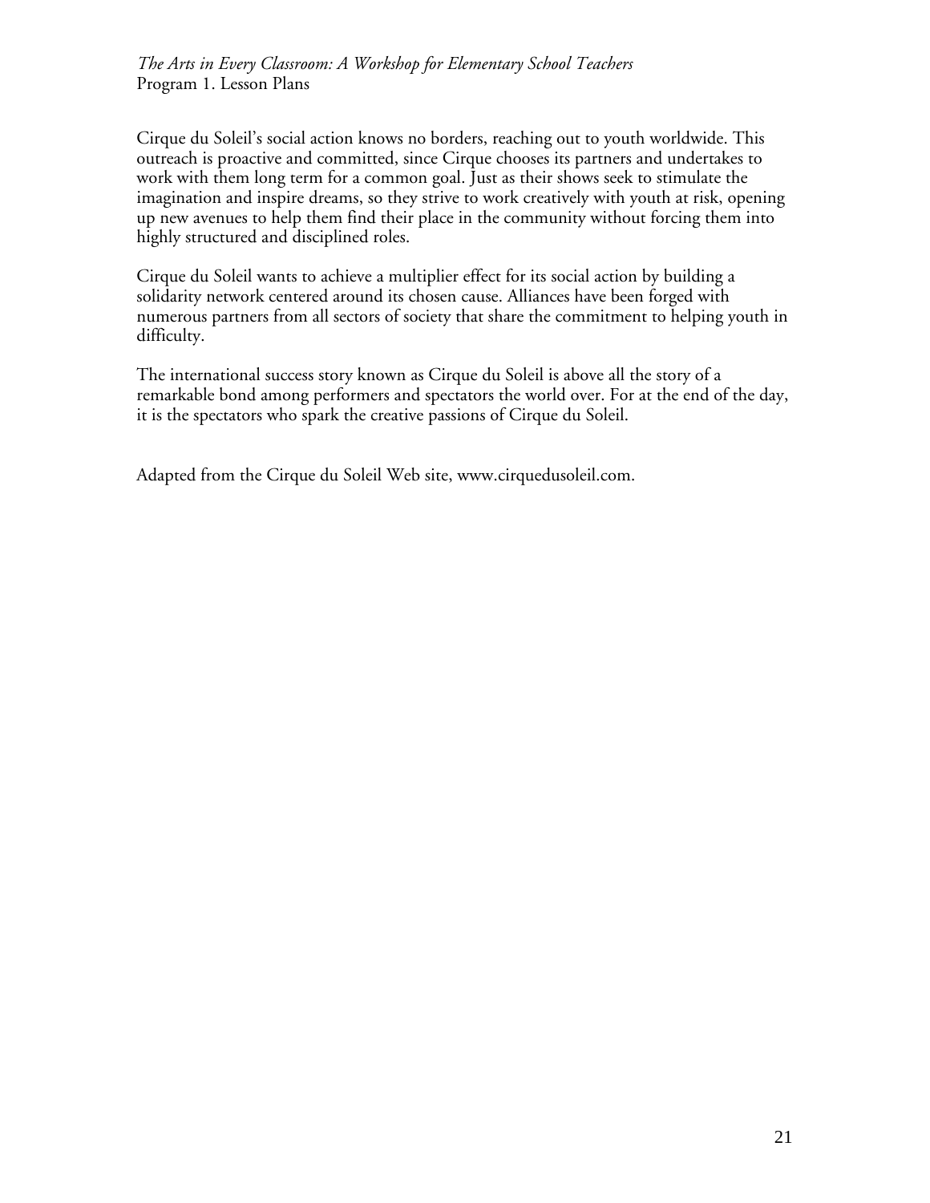Cirque du Soleil's social action knows no borders, reaching out to youth worldwide. This outreach is proactive and committed, since Cirque chooses its partners and undertakes to work with them long term for a common goal. Just as their shows seek to stimulate the imagination and inspire dreams, so they strive to work creatively with youth at risk, opening up new avenues to help them find their place in the community without forcing them into highly structured and disciplined roles.

Cirque du Soleil wants to achieve a multiplier effect for its social action by building a solidarity network centered around its chosen cause. Alliances have been forged with numerous partners from all sectors of society that share the commitment to helping youth in difficulty.

The international success story known as Cirque du Soleil is above all the story of a remarkable bond among performers and spectators the world over. For at the end of the day, it is the spectators who spark the creative passions of Cirque du Soleil.

Adapted from the Cirque du Soleil Web site, www.cirquedusoleil.com.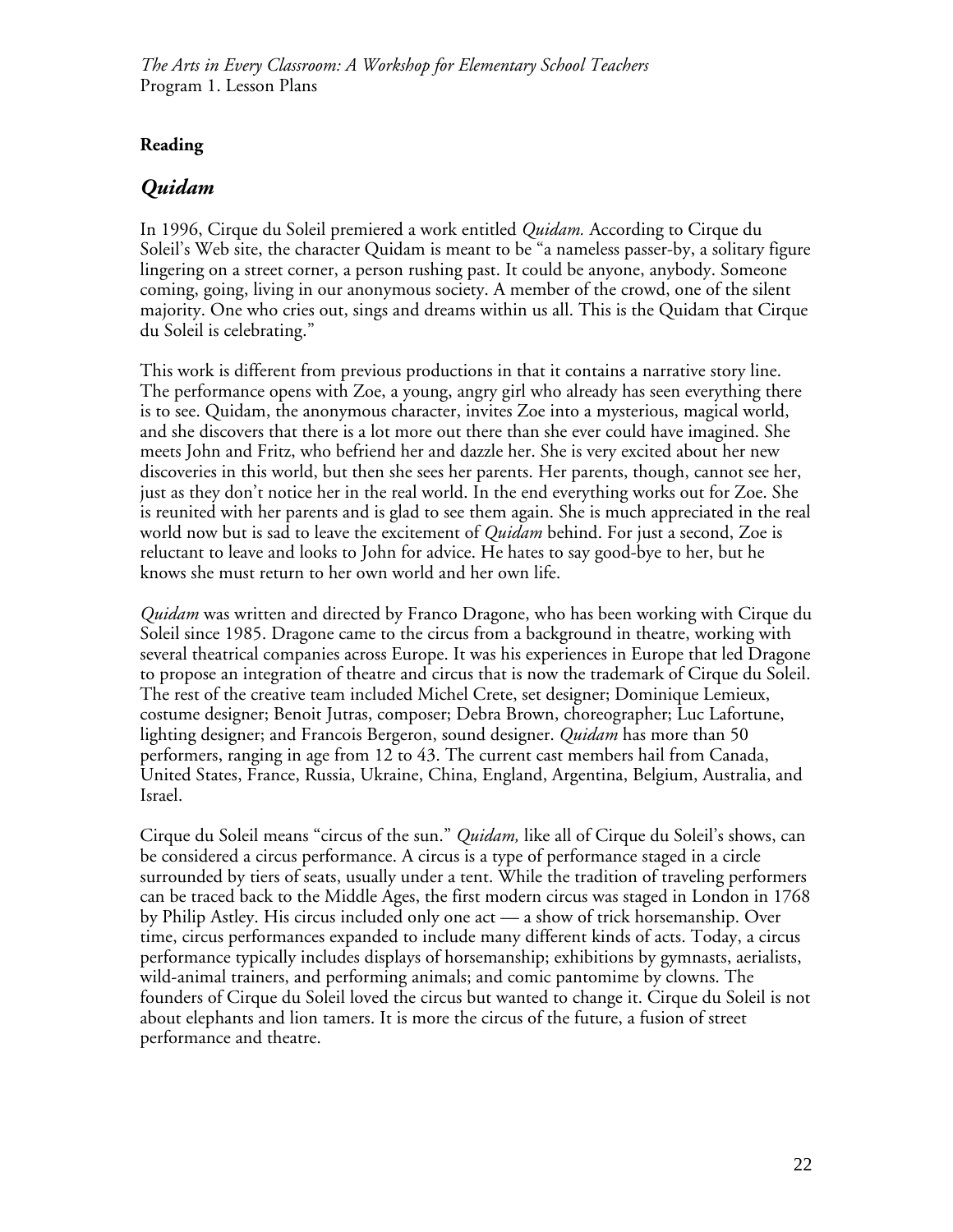**Reading**

## *Quidam*

In 1996, Cirque du Soleil premiered a work entitled *Quidam.* According to Cirque du Soleil's Web site, the character Quidam is meant to be "a nameless passer-by, a solitary figure lingering on a street corner, a person rushing past. It could be anyone, anybody. Someone coming, going, living in our anonymous society. A member of the crowd, one of the silent majority. One who cries out, sings and dreams within us all. This is the Quidam that Cirque du Soleil is celebrating."

This work is different from previous productions in that it contains a narrative story line. The performance opens with Zoe, a young, angry girl who already has seen everything there is to see. Quidam, the anonymous character, invites Zoe into a mysterious, magical world, and she discovers that there is a lot more out there than she ever could have imagined. She meets John and Fritz, who befriend her and dazzle her. She is very excited about her new discoveries in this world, but then she sees her parents. Her parents, though, cannot see her, just as they don't notice her in the real world. In the end everything works out for Zoe. She is reunited with her parents and is glad to see them again. She is much appreciated in the real world now but is sad to leave the excitement of *Quidam* behind. For just a second, Zoe is reluctant to leave and looks to John for advice. He hates to say good-bye to her, but he knows she must return to her own world and her own life.

*Quidam* was written and directed by Franco Dragone, who has been working with Cirque du Soleil since 1985. Dragone came to the circus from a background in theatre, working with several theatrical companies across Europe. It was his experiences in Europe that led Dragone to propose an integration of theatre and circus that is now the trademark of Cirque du Soleil. The rest of the creative team included Michel Crete, set designer; Dominique Lemieux, costume designer; Benoit Jutras, composer; Debra Brown, choreographer; Luc Lafortune, lighting designer; and Francois Bergeron, sound designer. *Quidam* has more than 50 performers, ranging in age from 12 to 43. The current cast members hail from Canada, United States, France, Russia, Ukraine, China, England, Argentina, Belgium, Australia, and Israel.

Cirque du Soleil means "circus of the sun." *Quidam,* like all of Cirque du Soleil's shows, can be considered a circus performance. A circus is a type of performance staged in a circle surrounded by tiers of seats, usually under a tent. While the tradition of traveling performers can be traced back to the Middle Ages, the first modern circus was staged in London in 1768 by Philip Astley. His circus included only one act — a show of trick horsemanship. Over time, circus performances expanded to include many different kinds of acts. Today, a circus performance typically includes displays of horsemanship; exhibitions by gymnasts, aerialists, wild-animal trainers, and performing animals; and comic pantomime by clowns. The founders of Cirque du Soleil loved the circus but wanted to change it. Cirque du Soleil is not about elephants and lion tamers. It is more the circus of the future, a fusion of street performance and theatre.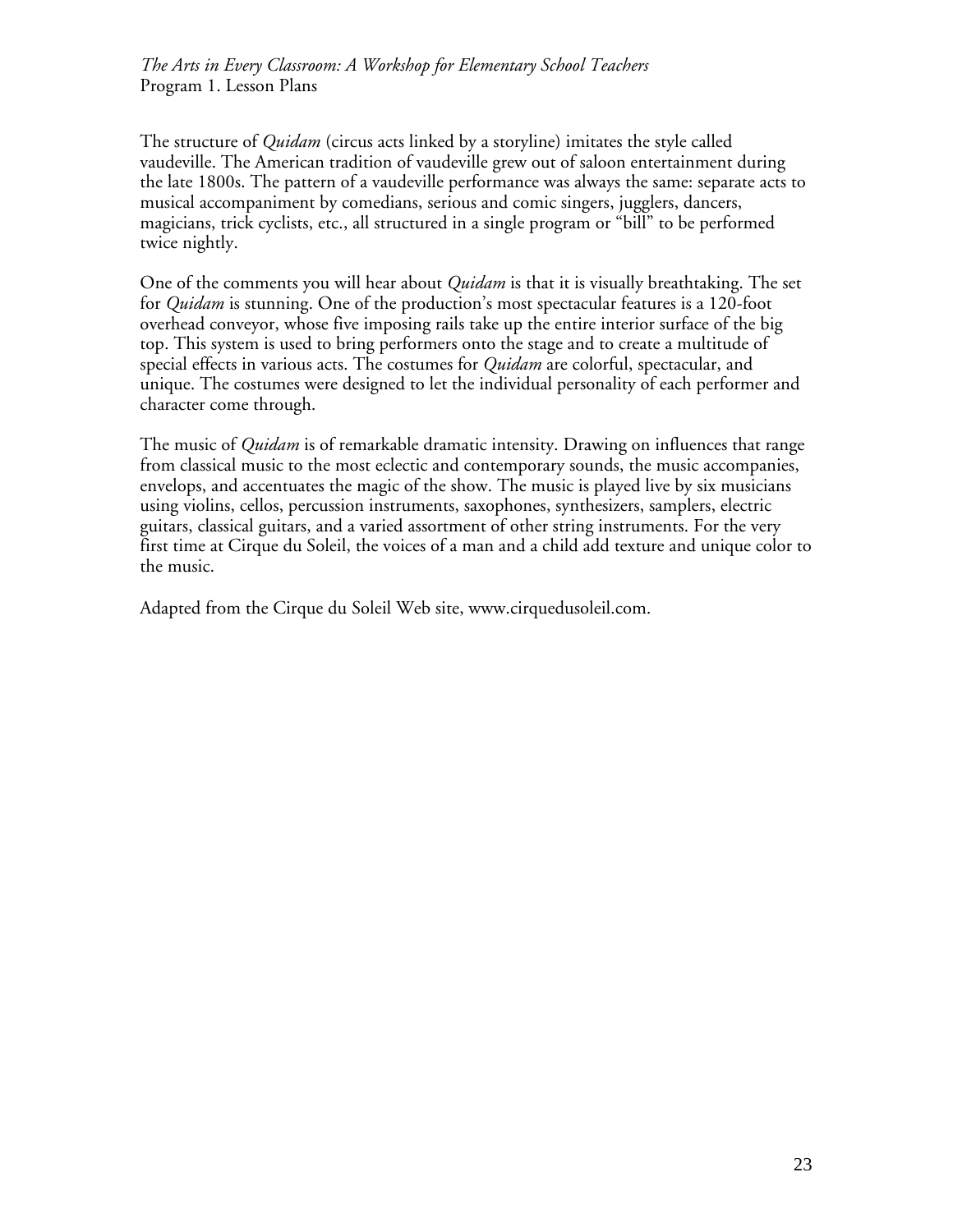The structure of *Quidam* (circus acts linked by a storyline) imitates the style called vaudeville. The American tradition of vaudeville grew out of saloon entertainment during the late 1800s. The pattern of a vaudeville performance was always the same: separate acts to musical accompaniment by comedians, serious and comic singers, jugglers, dancers, magicians, trick cyclists, etc., all structured in a single program or "bill" to be performed twice nightly.

One of the comments you will hear about *Quidam* is that it is visually breathtaking. The set for *Quidam* is stunning. One of the production's most spectacular features is a 120-foot overhead conveyor, whose five imposing rails take up the entire interior surface of the big top. This system is used to bring performers onto the stage and to create a multitude of special effects in various acts. The costumes for *Quidam* are colorful, spectacular, and unique. The costumes were designed to let the individual personality of each performer and character come through.

The music of *Quidam* is of remarkable dramatic intensity. Drawing on influences that range from classical music to the most eclectic and contemporary sounds, the music accompanies, envelops, and accentuates the magic of the show. The music is played live by six musicians using violins, cellos, percussion instruments, saxophones, synthesizers, samplers, electric guitars, classical guitars, and a varied assortment of other string instruments. For the very first time at Cirque du Soleil, the voices of a man and a child add texture and unique color to the music.

Adapted from the Cirque du Soleil Web site, www.cirquedusoleil.com.